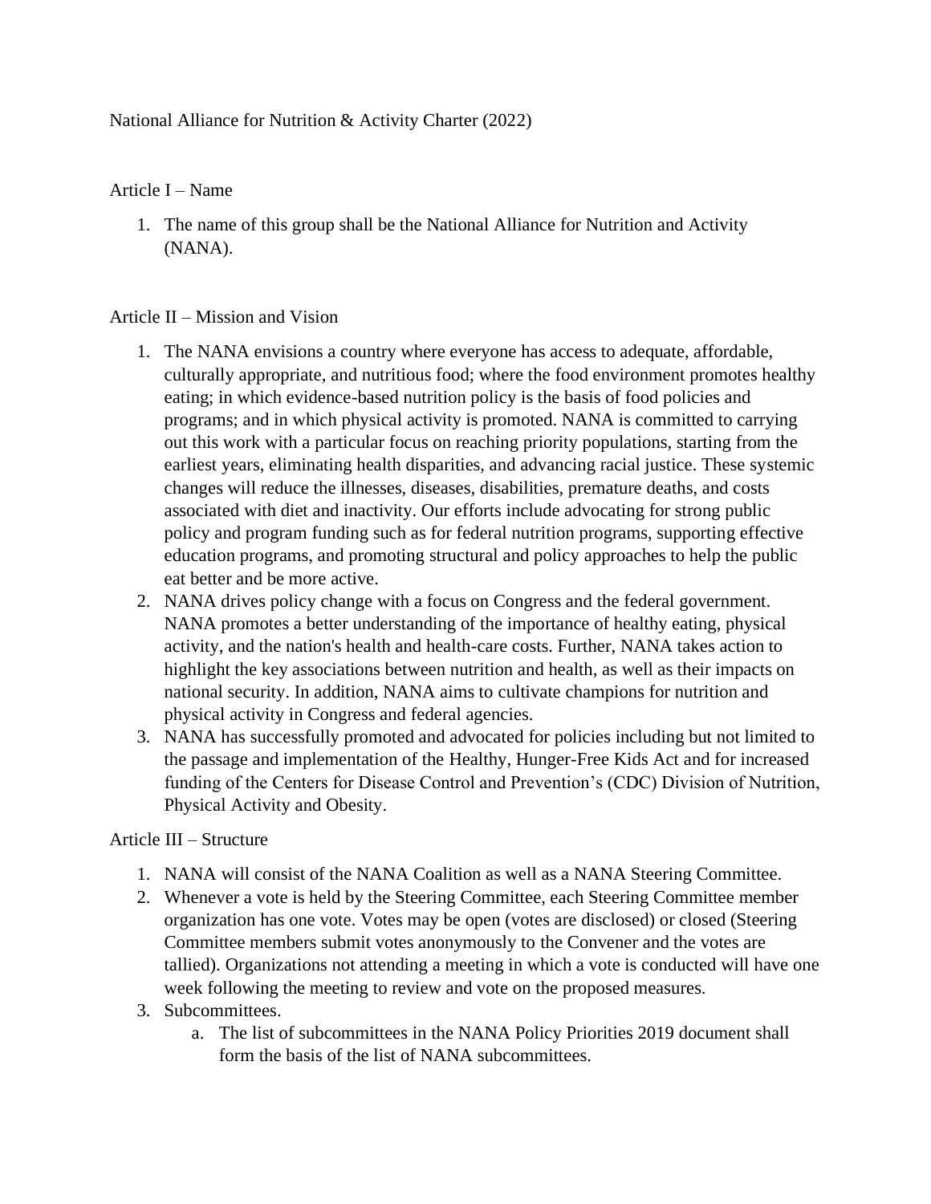# National Alliance for Nutrition & Activity Charter (2022)

## Article I – Name

1. The name of this group shall be the National Alliance for Nutrition and Activity (NANA).

## Article II – Mission and Vision

1. The NANA envisions a country where everyone has access to adequate, affordable, culturally appropriate, and nutritious food; where the food environment promotes healthy eating; in which evidence-based nutrition policy is the basis of food policies and programs; and in which physical activity is promoted. NANA is committed to carrying out this work with a particular focus on reaching priority populations, starting from the earliest years, eliminating health disparities, and advancing racial justice. These systemic changes will reduce the illnesses, diseases, disabilities, premature deaths, and costs associated with diet and inactivity. Our efforts include advocating for strong public policy and program funding such as for federal nutrition programs, supporting effective education programs, and promoting structural and policy approaches to help the public eat better and be more active.
2. NANA drives policy change with a focus on Congress and the federal government. NANA promotes a better understanding of the importance of healthy eating, physical activity, and the nation's health and health-care costs. Further, NANA takes action to highlight the key associations between nutrition and health, as well as their impacts on national security. In addition, NANA aims to cultivate champions for nutrition and physical activity in Congress and federal agencies.
3. NANA has successfully promoted and advocated for policies including but not limited to the passage and implementation of the Healthy, Hunger-Free Kids Act and for increased funding of the Centers for Disease Control and Prevention's (CDC) Division of Nutrition, Physical Activity and Obesity.

## Article III – Structure

1. NANA will consist of the NANA Coalition as well as a NANA Steering Committee.
2. Whenever a vote is held by the Steering Committee, each Steering Committee member organization has one vote. Votes may be open (votes are disclosed) or closed (Steering Committee members submit votes anonymously to the Convener and the votes are tallied). Organizations not attending a meeting in which a vote is conducted will have one week following the meeting to review and vote on the proposed measures.
3. Subcommittees.
   a. The list of subcommittees in the NANA Policy Priorities 2019 document shall form the basis of the list of NANA subcommittees.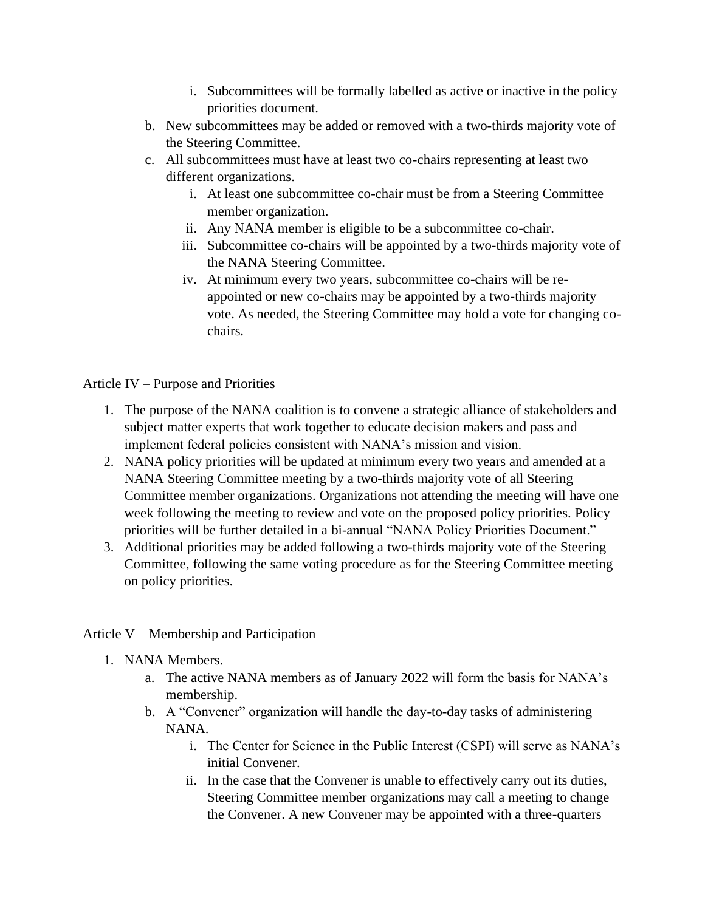i. Subcommittees will be formally labelled as active or inactive in the policy priorities document.

   b. New subcommittees may be added or removed with a two-thirds majority vote of the Steering Committee.
   c. All subcommittees must have at least two co-chairs representing at least two different organizations.
      i. At least one subcommittee co-chair must be from a Steering Committee member organization.
      ii. Any NANA member is eligible to be a subcommittee co-chair.
      iii. Subcommittee co-chairs will be appointed by a two-thirds majority vote of the NANA Steering Committee.
      iv. At minimum every two years, subcommittee co-chairs will be re-appointed or new co-chairs may be appointed by a two-thirds majority vote. As needed, the Steering Committee may hold a vote for changing co-chairs.

Article IV – Purpose and Priorities

1. The purpose of the NANA coalition is to convene a strategic alliance of stakeholders and subject matter experts that work together to educate decision makers and pass and implement federal policies consistent with NANA's mission and vision.
2. NANA policy priorities will be updated at minimum every two years and amended at a NANA Steering Committee meeting by a two-thirds majority vote of all Steering Committee member organizations. Organizations not attending the meeting will have one week following the meeting to review and vote on the proposed policy priorities. Policy priorities will be further detailed in a bi-annual "NANA Policy Priorities Document."
3. Additional priorities may be added following a two-thirds majority vote of the Steering Committee, following the same voting procedure as for the Steering Committee meeting on policy priorities.

Article V – Membership and Participation

1. NANA Members.
   a. The active NANA members as of January 2022 will form the basis for NANA's membership.
   b. A "Convener" organization will handle the day-to-day tasks of administering NANA.
      i. The Center for Science in the Public Interest (CSPI) will serve as NANA's initial Convener.
      ii. In the case that the Convener is unable to effectively carry out its duties, Steering Committee member organizations may call a meeting to change the Convener. A new Convener may be appointed with a three-quarters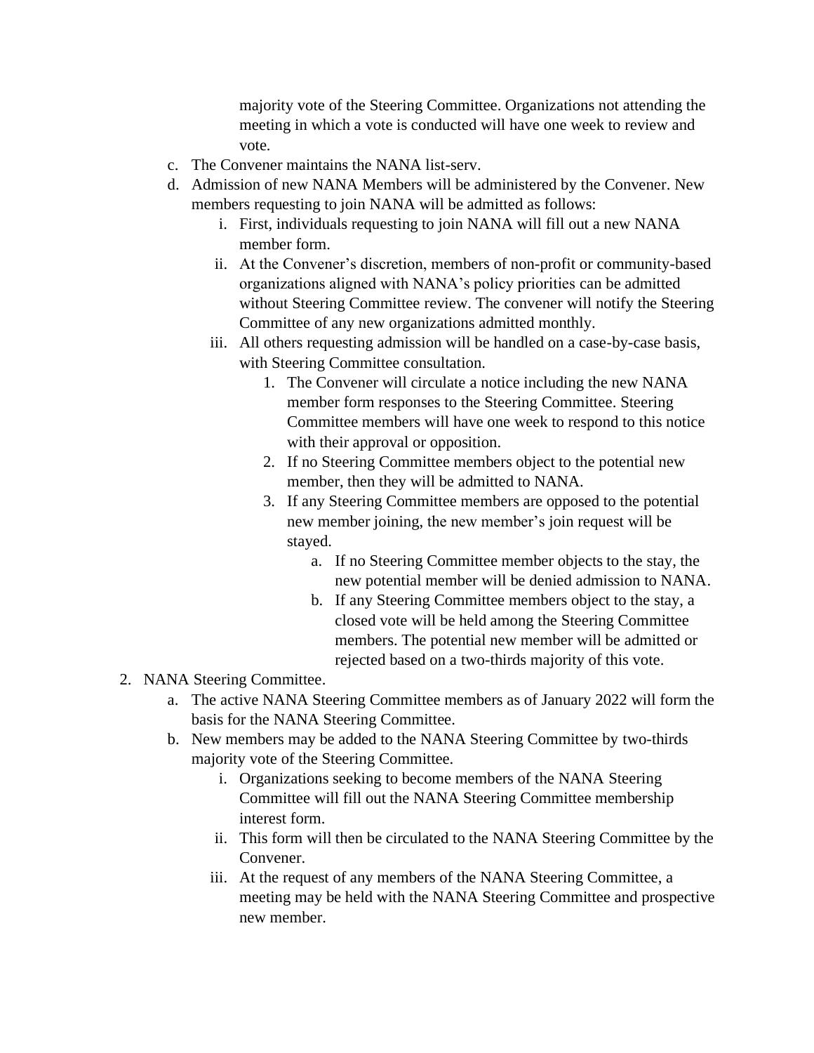majority vote of the Steering Committee. Organizations not attending the meeting in which a vote is conducted will have one week to review and vote.

c. The Convener maintains the NANA list-serv.

d. Admission of new NANA Members will be administered by the Convener. New members requesting to join NANA will be admitted as follows:

    i. First, individuals requesting to join NANA will fill out a new NANA member form.

    ii. At the Convener's discretion, members of non-profit or community-based organizations aligned with NANA's policy priorities can be admitted without Steering Committee review. The convener will notify the Steering Committee of any new organizations admitted monthly.

    iii. All others requesting admission will be handled on a case-by-case basis, with Steering Committee consultation.

        1. The Convener will circulate a notice including the new NANA member form responses to the Steering Committee. Steering Committee members will have one week to respond to this notice with their approval or opposition.
        2. If no Steering Committee members object to the potential new member, then they will be admitted to NANA.
        3. If any Steering Committee members are opposed to the potential new member joining, the new member's join request will be stayed.
            a. If no Steering Committee member objects to the stay, the new potential member will be denied admission to NANA.
            b. If any Steering Committee members object to the stay, a closed vote will be held among the Steering Committee members. The potential new member will be admitted or rejected based on a two-thirds majority of this vote.

2. NANA Steering Committee.

    a. The active NANA Steering Committee members as of January 2022 will form the basis for the NANA Steering Committee.

    b. New members may be added to the NANA Steering Committee by two-thirds majority vote of the Steering Committee.

        i. Organizations seeking to become members of the NANA Steering Committee will fill out the NANA Steering Committee membership interest form.

        ii. This form will then be circulated to the NANA Steering Committee by the Convener.

        iii. At the request of any members of the NANA Steering Committee, a meeting may be held with the NANA Steering Committee and prospective new member.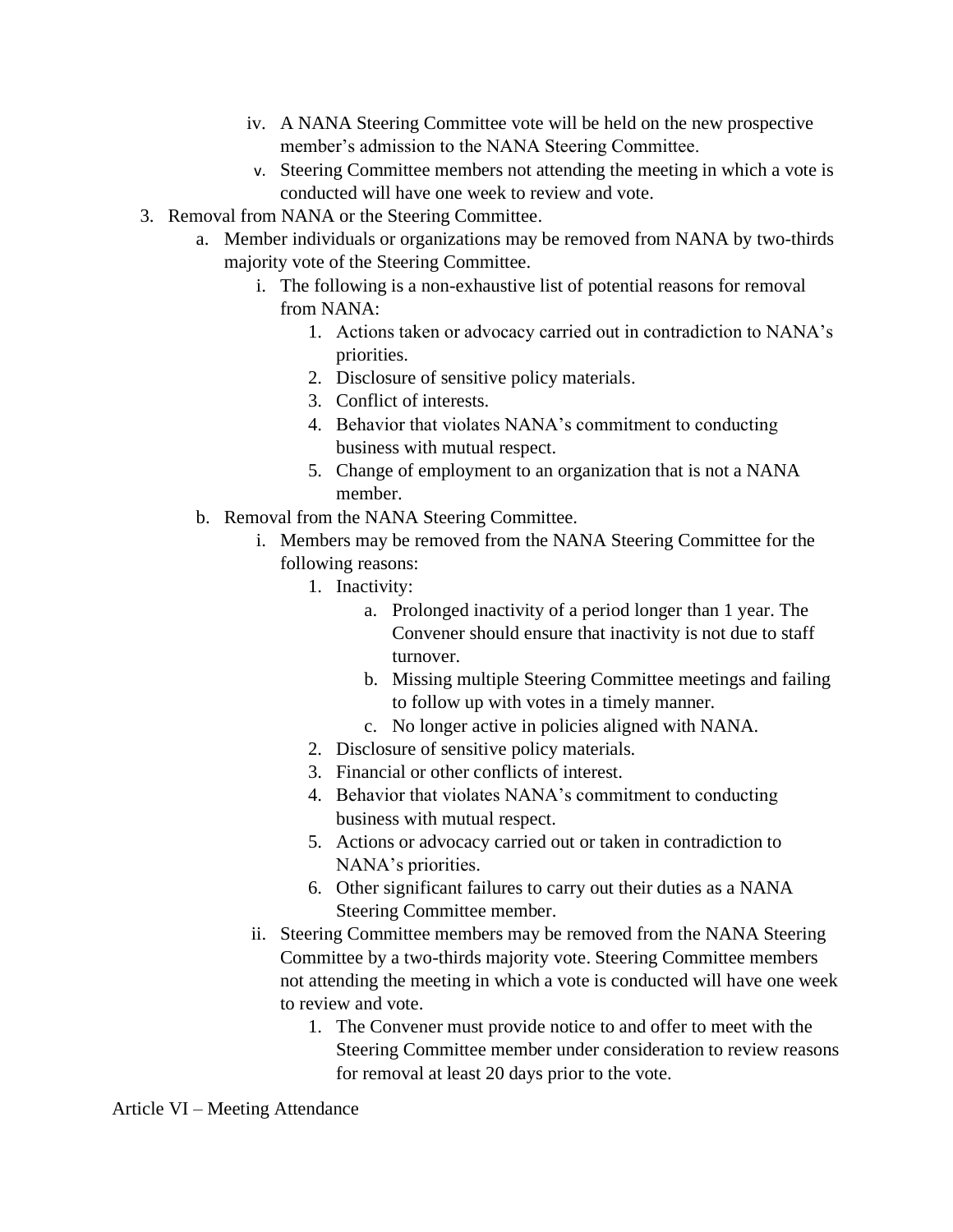iv. A NANA Steering Committee vote will be held on the new prospective member's admission to the NANA Steering Committee.
    v. Steering Committee members not attending the meeting in which a vote is conducted will have one week to review and vote.

3. Removal from NANA or the Steering Committee.
    a. Member individuals or organizations may be removed from NANA by two-thirds majority vote of the Steering Committee.
        i. The following is a non-exhaustive list of potential reasons for removal from NANA:
            1. Actions taken or advocacy carried out in contradiction to NANA's priorities.
            2. Disclosure of sensitive policy materials.
            3. Conflict of interests.
            4. Behavior that violates NANA's commitment to conducting business with mutual respect.
            5. Change of employment to an organization that is not a NANA member.
    b. Removal from the NANA Steering Committee.
        i. Members may be removed from the NANA Steering Committee for the following reasons:
            1. Inactivity:
                a. Prolonged inactivity of a period longer than 1 year. The Convener should ensure that inactivity is not due to staff turnover.
                b. Missing multiple Steering Committee meetings and failing to follow up with votes in a timely manner.
                c. No longer active in policies aligned with NANA.
            2. Disclosure of sensitive policy materials.
            3. Financial or other conflicts of interest.
            4. Behavior that violates NANA's commitment to conducting business with mutual respect.
            5. Actions or advocacy carried out or taken in contradiction to NANA's priorities.
            6. Other significant failures to carry out their duties as a NANA Steering Committee member.
        ii. Steering Committee members may be removed from the NANA Steering Committee by a two-thirds majority vote. Steering Committee members not attending the meeting in which a vote is conducted will have one week to review and vote.
            1. The Convener must provide notice to and offer to meet with the Steering Committee member under consideration to review reasons for removal at least 20 days prior to the vote.

Article VI – Meeting Attendance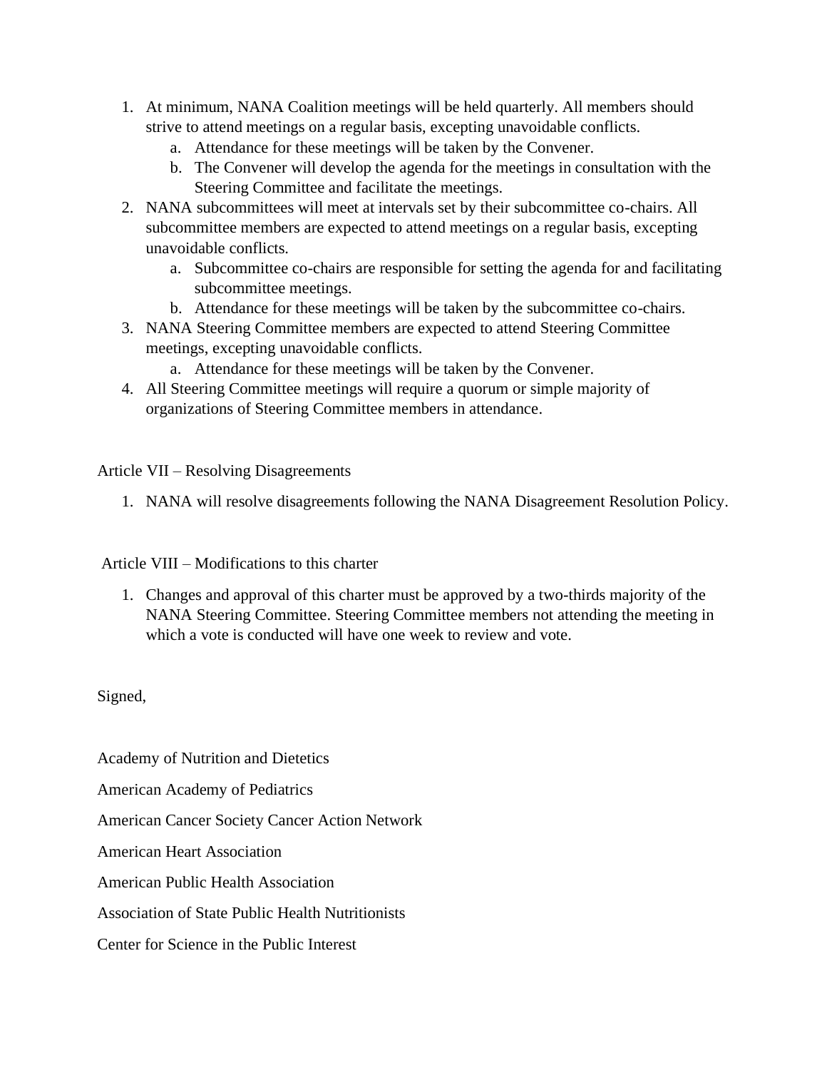1. At minimum, NANA Coalition meetings will be held quarterly. All members should strive to attend meetings on a regular basis, excepting unavoidable conflicts.
    a. Attendance for these meetings will be taken by the Convener.
    b. The Convener will develop the agenda for the meetings in consultation with the Steering Committee and facilitate the meetings.
2. NANA subcommittees will meet at intervals set by their subcommittee co-chairs. All subcommittee members are expected to attend meetings on a regular basis, excepting unavoidable conflicts.
    a. Subcommittee co-chairs are responsible for setting the agenda for and facilitating subcommittee meetings.
    b. Attendance for these meetings will be taken by the subcommittee co-chairs.
3. NANA Steering Committee members are expected to attend Steering Committee meetings, excepting unavoidable conflicts.
    a. Attendance for these meetings will be taken by the Convener.
4. All Steering Committee meetings will require a quorum or simple majority of organizations of Steering Committee members in attendance.

Article VII – Resolving Disagreements

1. NANA will resolve disagreements following the NANA Disagreement Resolution Policy.

Article VIII – Modifications to this charter

1. Changes and approval of this charter must be approved by a two-thirds majority of the NANA Steering Committee. Steering Committee members not attending the meeting in which a vote is conducted will have one week to review and vote.

Signed,

Academy of Nutrition and Dietetics

American Academy of Pediatrics

American Cancer Society Cancer Action Network

American Heart Association

American Public Health Association

Association of State Public Health Nutritionists

Center for Science in the Public Interest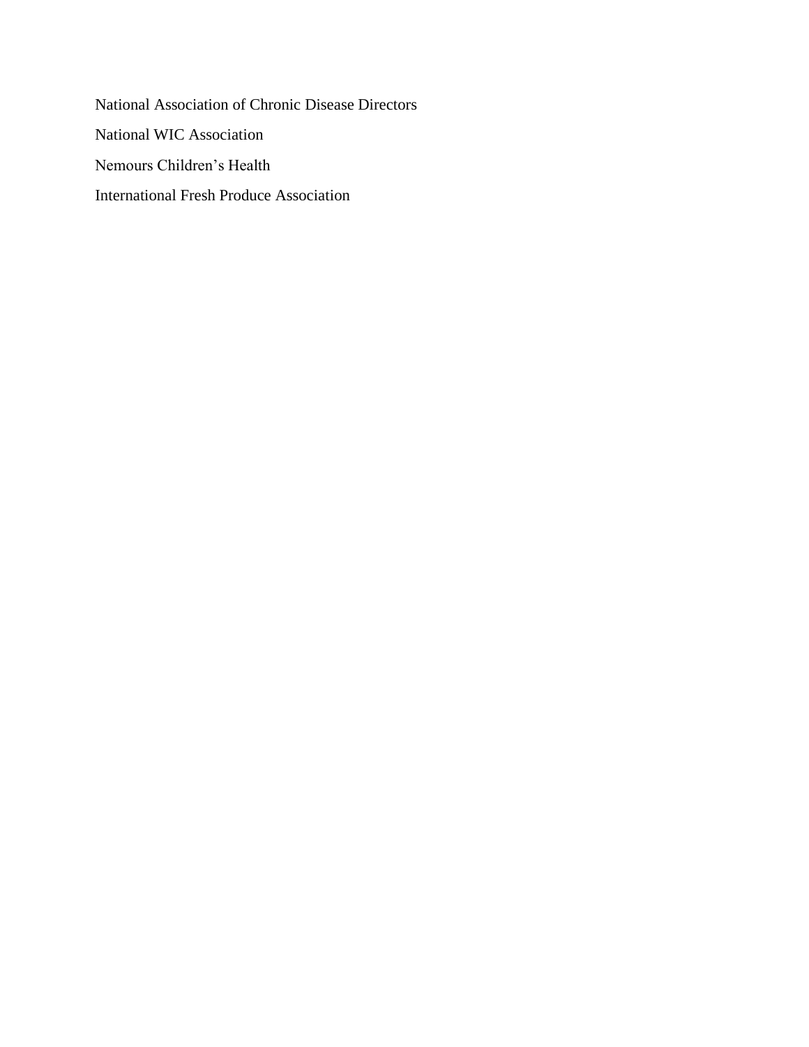National Association of Chronic Disease Directors

National WIC Association

Nemours Children’s Health

International Fresh Produce Association